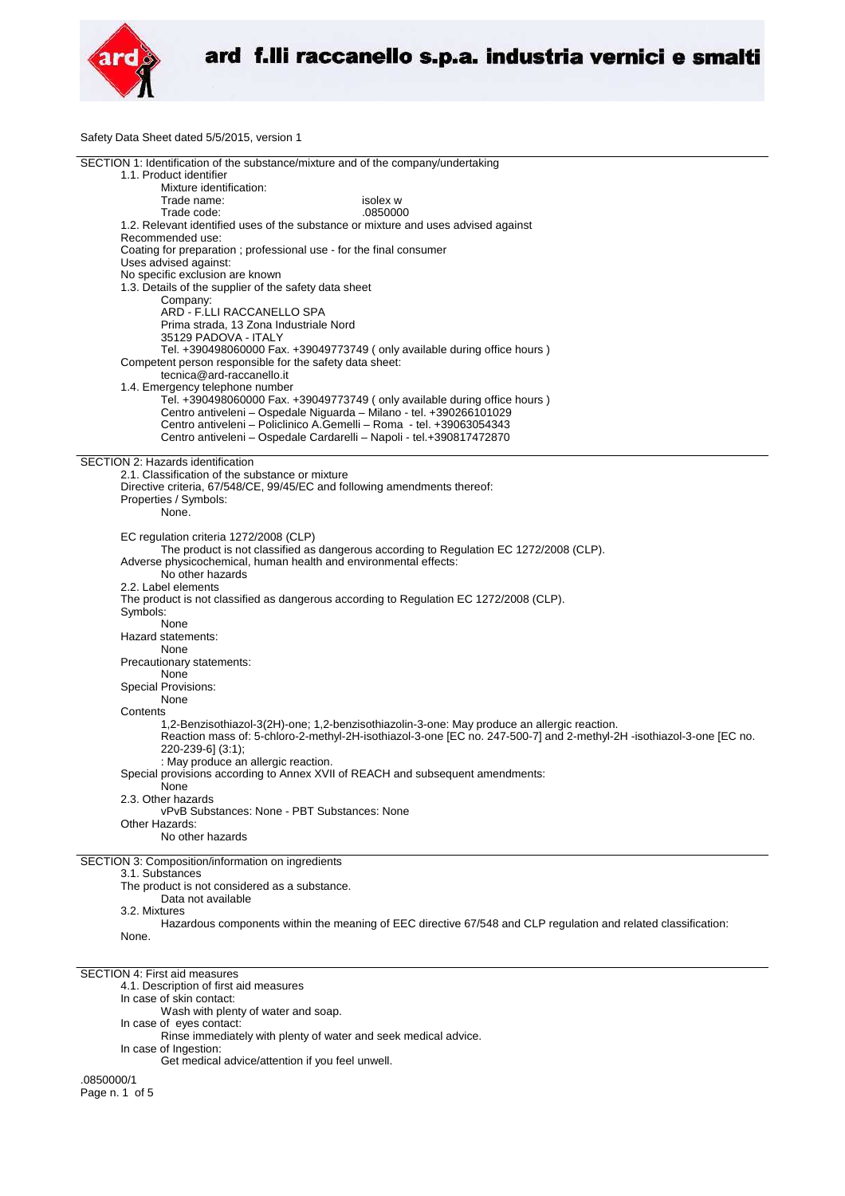Safety Data Sheet dated 5/5/2015, version 1

## SECTION 1: Identification of the substance/mixture and of the company/undertaking

1.1. Product identifier

Mixture identification:

Trade name: isolex w

Trade code: .0850000

1.2. Relevant identified uses of the substance or mixture and uses advised against

Recommended use:

Coating for preparation ; professional use - for the final consumer

Uses advised against:

No specific exclusion are known

1.3. Details of the supplier of the safety data sheet

Company:

ARD - F.LLI RACCANELLO SPA
Prima strada, 13 Zona Industriale Nord
35129 PADOVA - ITALY
Tel. +390498060000 Fax. +39049773749 ( only available during office hours )

Competent person responsible for the safety data sheet:

tecnica@ard-raccanello.it

1.4. Emergency telephone number

Tel. +390498060000 Fax. +39049773749 ( only available during office hours )
Centro antiveleni – Ospedale Niguarda – Milano - tel. +390266101029
Centro antiveleni – Policlinico A.Gemelli – Roma - tel. +39063054343
Centro antiveleni – Ospedale Cardarelli – Napoli - tel.+390817472870

## SECTION 2: Hazards identification

2.1. Classification of the substance or mixture

Directive criteria, 67/548/CE, 99/45/EC and following amendments thereof:

Properties / Symbols:

None.

EC regulation criteria 1272/2008 (CLP)

The product is not classified as dangerous according to Regulation EC 1272/2008 (CLP).

Adverse physicochemical, human health and environmental effects:

No other hazards

2.2. Label elements

The product is not classified as dangerous according to Regulation EC 1272/2008 (CLP).

Symbols:

None

Hazard statements:

None

Precautionary statements:

None

Special Provisions:

None

Contents

1,2-Benzisothiazol-3(2H)-one; 1,2-benzisothiazolin-3-one: May produce an allergic reaction.
Reaction mass of: 5-chloro-2-methyl-2H-isothiazol-3-one [EC no. 247-500-7] and 2-methyl-2H -isothiazol-3-one [EC no. 220-239-6] (3:1);
: May produce an allergic reaction.

Special provisions according to Annex XVII of REACH and subsequent amendments:

None

2.3. Other hazards

vPvB Substances: None - PBT Substances: None

Other Hazards:

No other hazards

## SECTION 3: Composition/information on ingredients

3.1. Substances

The product is not considered as a substance.

Data not available

3.2. Mixtures

Hazardous components within the meaning of EEC directive 67/548 and CLP regulation and related classification:

None.

## SECTION 4: First aid measures

4.1. Description of first aid measures

In case of skin contact:

Wash with plenty of water and soap.

In case of eyes contact:

Rinse immediately with plenty of water and seek medical advice.

In case of Ingestion:

Get medical advice/attention if you feel unwell.

.0850000/1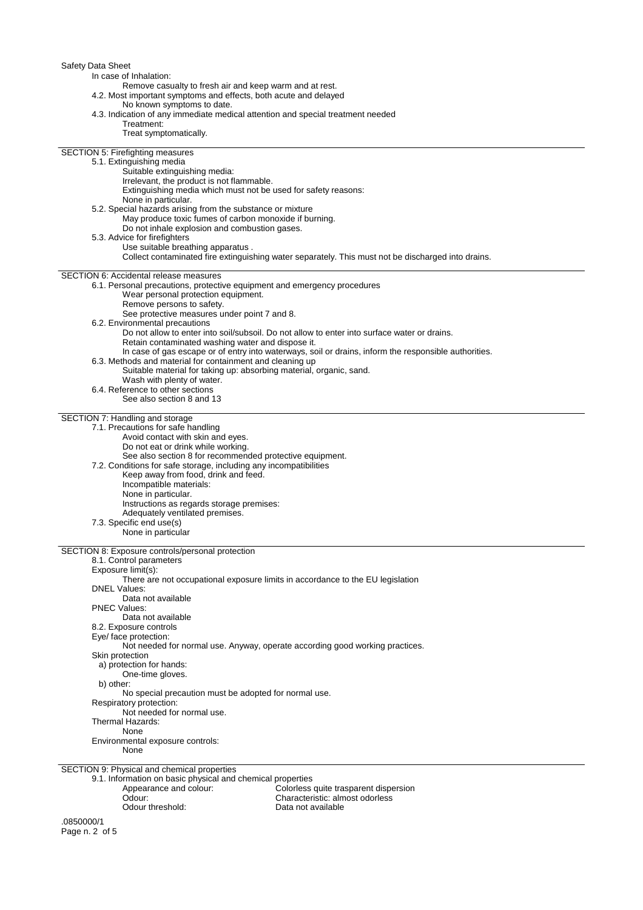In case of Inhalation:

Remove casualty to fresh air and keep warm and at rest.

4.2. Most important symptoms and effects, both acute and delayed

No known symptoms to date.

4.3. Indication of any immediate medical attention and special treatment needed

Treatment:

Treat symptomatically.

## SECTION 5: Firefighting measures

5.1. Extinguishing media

Suitable extinguishing media:

Irrelevant, the product is not flammable.

Extinguishing media which must not be used for safety reasons:

None in particular.

5.2. Special hazards arising from the substance or mixture

May produce toxic fumes of carbon monoxide if burning.

Do not inhale explosion and combustion gases.

5.3. Advice for firefighters

Use suitable breathing apparatus .

Collect contaminated fire extinguishing water separately. This must not be discharged into drains.

## SECTION 6: Accidental release measures

6.1. Personal precautions, protective equipment and emergency procedures

Wear personal protection equipment.

Remove persons to safety.

See protective measures under point 7 and 8.

6.2. Environmental precautions

Do not allow to enter into soil/subsoil. Do not allow to enter into surface water or drains.

Retain contaminated washing water and dispose it.

In case of gas escape or of entry into waterways, soil or drains, inform the responsible authorities.

6.3. Methods and material for containment and cleaning up

Suitable material for taking up: absorbing material, organic, sand.

Wash with plenty of water.

6.4. Reference to other sections

See also section 8 and 13

## SECTION 7: Handling and storage

7.1. Precautions for safe handling

Avoid contact with skin and eyes.

Do not eat or drink while working.

See also section 8 for recommended protective equipment.

7.2. Conditions for safe storage, including any incompatibilities

Keep away from food, drink and feed.

Incompatible materials:

None in particular.

Instructions as regards storage premises:

Adequately ventilated premises.

7.3. Specific end use(s)

None in particular

## SECTION 8: Exposure controls/personal protection

8.1. Control parameters

Exposure limit(s):

There are not occupational exposure limits in accordance to the EU legislation

DNEL Values:

Data not available

PNEC Values:

Data not available

8.2. Exposure controls

Eye/ face protection:

Not needed for normal use. Anyway, operate according good working practices.

Skin protection

a) protection for hands:

One-time gloves.

b) other:

No special precaution must be adopted for normal use.

Respiratory protection:

Not needed for normal use.

Thermal Hazards:

None

Environmental exposure controls:

None

## SECTION 9: Physical and chemical properties

9.1. Information on basic physical and chemical properties

| | |
|---|---|
| Appearance and colour: | Colorless quite trasparent dispersion |
| Odour: | Characteristic: almost odorless |
| Odour threshold: | Data not available |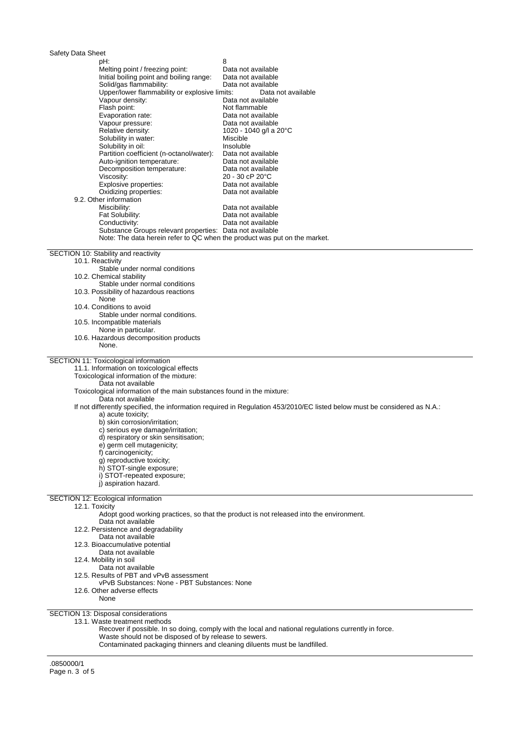| | |
|---|---|
| pH: | 8 |
| Melting point / freezing point: | Data not available |
| Initial boiling point and boiling range: | Data not available |
| Solid/gas flammability: | Data not available |
| Upper/lower flammability or explosive limits: | Data not available |
| Vapour density: | Data not available |
| Flash point: | Not flammable |
| Evaporation rate: | Data not available |
| Vapour pressure: | Data not available |
| Relative density: | 1020 - 1040 g/l a 20°C |
| Solubility in water: | Miscible |
| Solubility in oil: | Insoluble |
| Partition coefficient (n-octanol/water): | Data not available |
| Auto-ignition temperature: | Data not available |
| Decomposition temperature: | Data not available |
| Viscosity: | 20 - 30 cP 20°C |
| Explosive properties: | Data not available |
| Oxidizing properties: | Data not available |

9.2. Other information

| | |
|---|---|
| Miscibility: | Data not available |
| Fat Solubility: | Data not available |
| Conductivity: | Data not available |
| Substance Groups relevant properties: | Data not available |

Note: The data herein refer to QC when the product was put on the market.

## SECTION 10: Stability and reactivity

10.1. Reactivity
Stable under normal conditions

10.2. Chemical stability
Stable under normal conditions

10.3. Possibility of hazardous reactions
None

10.4. Conditions to avoid
Stable under normal conditions.

10.5. Incompatible materials
None in particular.

10.6. Hazardous decomposition products
None.

## SECTION 11: Toxicological information

11.1. Information on toxicological effects

Toxicological information of the mixture:
Data not available

Toxicological information of the main substances found in the mixture:
Data not available

If not differently specified, the information required in Regulation 453/2010/EC listed below must be considered as N.A.:

a) acute toxicity;
b) skin corrosion/irritation;
c) serious eye damage/irritation;
d) respiratory or skin sensitisation;
e) germ cell mutagenicity;
f) carcinogenicity;
g) reproductive toxicity;
h) STOT-single exposure;
i) STOT-repeated exposure;
j) aspiration hazard.

## SECTION 12: Ecological information

12.1. Toxicity
Adopt good working practices, so that the product is not released into the environment.
Data not available

12.2. Persistence and degradability
Data not available

12.3. Bioaccumulative potential
Data not available

12.4. Mobility in soil
Data not available

12.5. Results of PBT and vPvB assessment
vPvB Substances: None - PBT Substances: None

12.6. Other adverse effects
None

## SECTION 13: Disposal considerations

13.1. Waste treatment methods
Recover if possible. In so doing, comply with the local and national regulations currently in force.
Waste should not be disposed of by release to sewers.
Contaminated packaging thinners and cleaning diluents must be landfilled.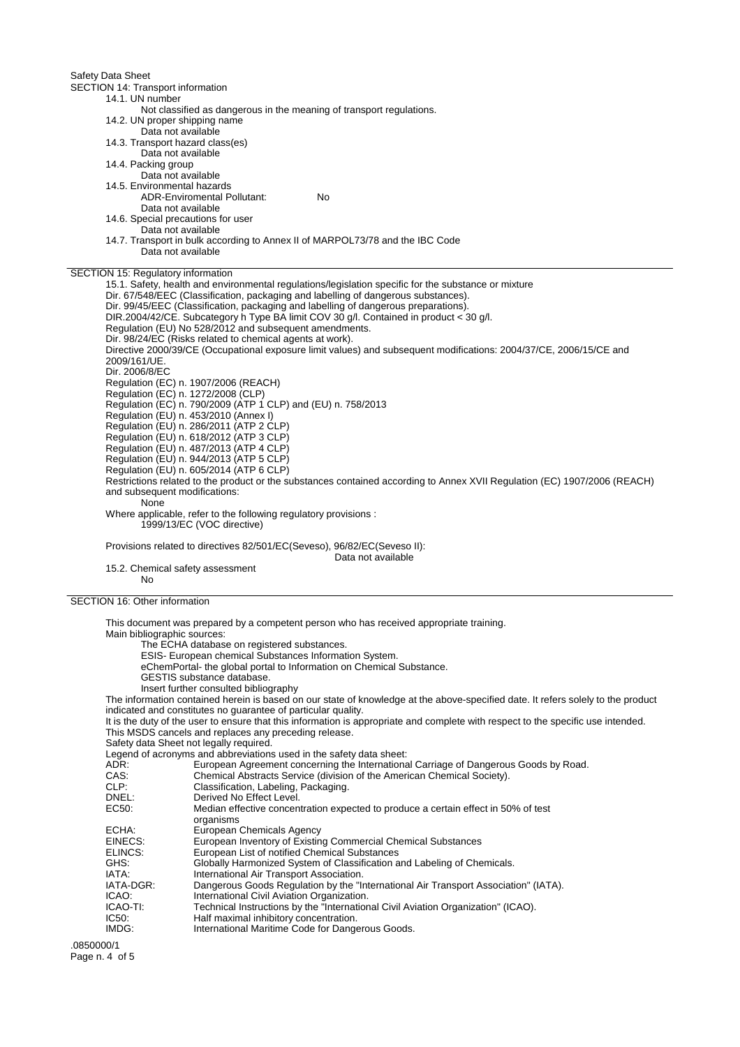Safety Data Sheet

## SECTION 14: Transport information

14.1. UN number
Not classified as dangerous in the meaning of transport regulations.

14.2. UN proper shipping name
Data not available

14.3. Transport hazard class(es)
Data not available

14.4. Packing group
Data not available

14.5. Environmental hazards
ADR-Enviromental Pollutant: No
Data not available

14.6. Special precautions for user
Data not available

14.7. Transport in bulk according to Annex II of MARPOL73/78 and the IBC Code
Data not available

## SECTION 15: Regulatory information

15.1. Safety, health and environmental regulations/legislation specific for the substance or mixture

Dir. 67/548/EEC (Classification, packaging and labelling of dangerous substances).
Dir. 99/45/EEC (Classification, packaging and labelling of dangerous preparations).
DIR.2004/42/CE. Subcategory h Type BA limit COV 30 g/l. Contained in product < 30 g/l.
Regulation (EU) No 528/2012 and subsequent amendments.
Dir. 98/24/EC (Risks related to chemical agents at work).
Directive 2000/39/CE (Occupational exposure limit values) and subsequent modifications: 2004/37/CE, 2006/15/CE and 2009/161/UE.
Dir. 2006/8/EC
Regulation (EC) n. 1907/2006 (REACH)
Regulation (EC) n. 1272/2008 (CLP)
Regulation (EC) n. 790/2009 (ATP 1 CLP) and (EU) n. 758/2013
Regulation (EU) n. 453/2010 (Annex I)
Regulation (EU) n. 286/2011 (ATP 2 CLP)
Regulation (EU) n. 618/2012 (ATP 3 CLP)
Regulation (EU) n. 487/2013 (ATP 4 CLP)
Regulation (EU) n. 944/2013 (ATP 5 CLP)
Regulation (EU) n. 605/2014 (ATP 6 CLP)

Restrictions related to the product or the substances contained according to Annex XVII Regulation (EC) 1907/2006 (REACH) and subsequent modifications:
None

Where applicable, refer to the following regulatory provisions :
1999/13/EC (VOC directive)

Provisions related to directives 82/501/EC(Seveso), 96/82/EC(Seveso II):
Data not available

15.2. Chemical safety assessment
No

## SECTION 16: Other information

This document was prepared by a competent person who has received appropriate training.

Main bibliographic sources:
- The ECHA database on registered substances.
- ESIS- European chemical Substances Information System.
- eChemPortal- the global portal to Information on Chemical Substance.
- GESTIS substance database.
- Insert further consulted bibliography

The information contained herein is based on our state of knowledge at the above-specified date. It refers solely to the product indicated and constitutes no guarantee of particular quality.
It is the duty of the user to ensure that this information is appropriate and complete with respect to the specific use intended.
This MSDS cancels and replaces any preceding release.
Safety data Sheet not legally required.

Legend of acronyms and abbreviations used in the safety data sheet:

| | |
|---|---|
| ADR: | European Agreement concerning the International Carriage of Dangerous Goods by Road. |
| CAS: | Chemical Abstracts Service (division of the American Chemical Society). |
| CLP: | Classification, Labeling, Packaging. |
| DNEL: | Derived No Effect Level. |
| EC50: | Median effective concentration expected to produce a certain effect in 50% of test organisms |
| ECHA: | European Chemicals Agency |
| EINECS: | European Inventory of Existing Commercial Chemical Substances |
| ELINCS: | European List of notified Chemical Substances |
| GHS: | Globally Harmonized System of Classification and Labeling of Chemicals. |
| IATA: | International Air Transport Association. |
| IATA-DGR: | Dangerous Goods Regulation by the "International Air Transport Association" (IATA). |
| ICAO: | International Civil Aviation Organization. |
| ICAO-TI: | Technical Instructions by the "International Civil Aviation Organization" (ICAO). |
| IC50: | Half maximal inhibitory concentration. |
| IMDG: | International Maritime Code for Dangerous Goods. |

.0850000/1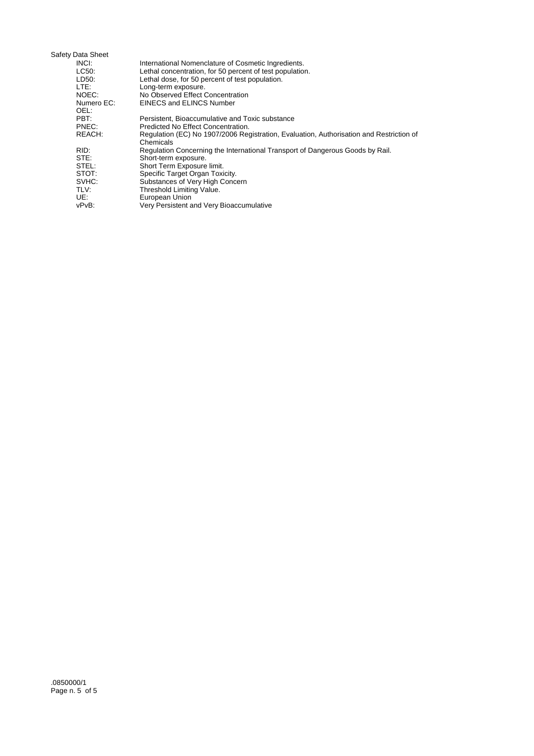| | |
|---|---|
| INCI: | International Nomenclature of Cosmetic Ingredients. |
| LC50: | Lethal concentration, for 50 percent of test population. |
| LD50: | Lethal dose, for 50 percent of test population. |
| LTE: | Long-term exposure. |
| NOEC: | No Observed Effect Concentration |
| Numero EC: | EINECS and ELINCS Number |
| OEL: | |
| PBT: | Persistent, Bioaccumulative and Toxic substance |
| PNEC: | Predicted No Effect Concentration. |
| REACH: | Regulation (EC) No 1907/2006 Registration, Evaluation, Authorisation and Restriction of Chemicals |
| RID: | Regulation Concerning the International Transport of Dangerous Goods by Rail. |
| STE: | Short-term exposure. |
| STEL: | Short Term Exposure limit. |
| STOT: | Specific Target Organ Toxicity. |
| SVHC: | Substances of Very High Concern |
| TLV: | Threshold Limiting Value. |
| UE: | European Union |
| vPvB: | Very Persistent and Very Bioaccumulative |